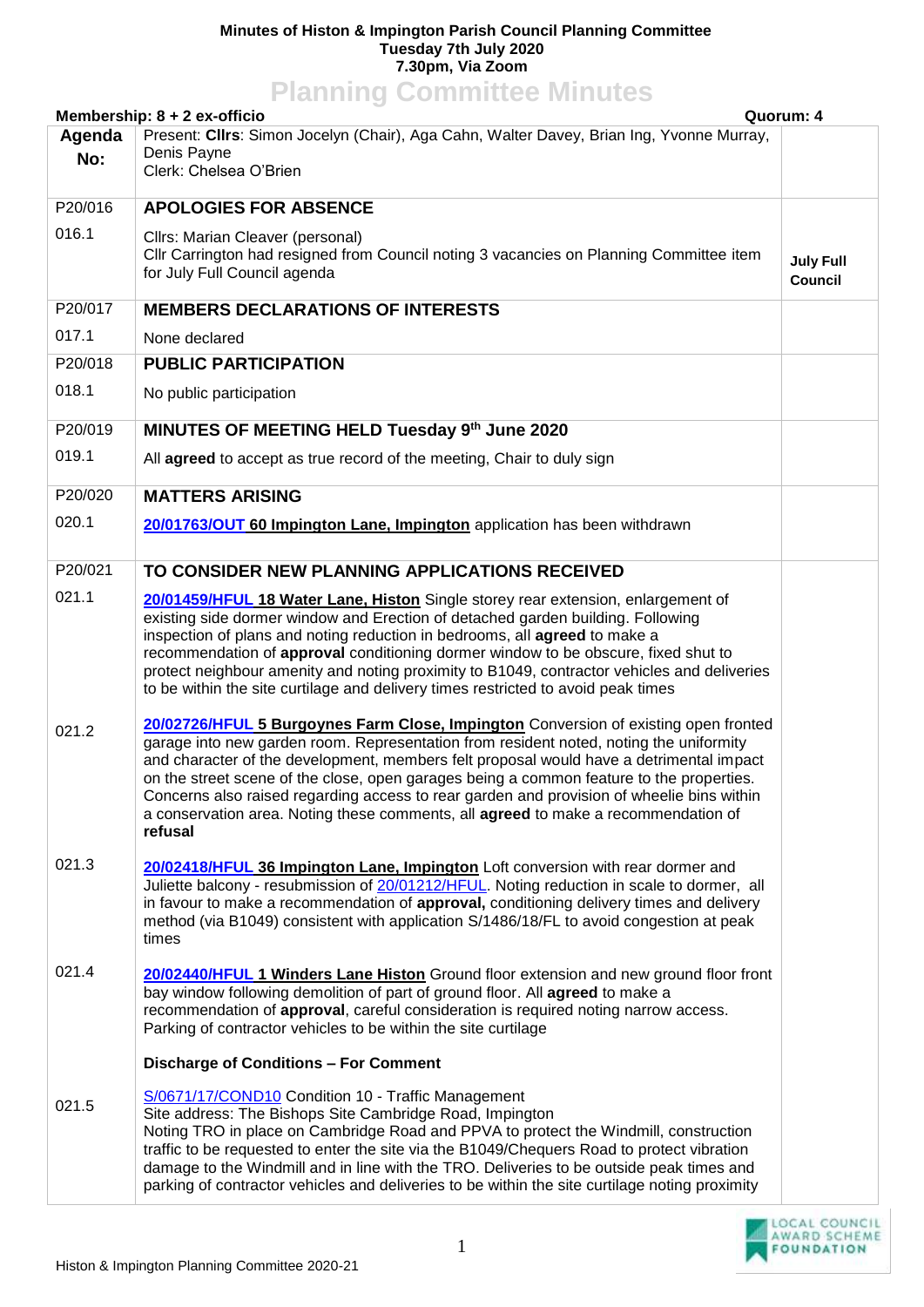**Minutes of Histon & Impington Parish Council Planning Committee**
**Tuesday 7th July 2020**
**7.30pm, Via Zoom**

# Planning Committee Minutes

**Membership: 8 + 2 ex-officio** | **Quorum: 4**

| Agenda No: | Present: **Cllrs**: Simon Jocelyn (Chair), Aga Cahn, Walter Davey, Brian Ing, Yvonne Murray, Denis Payne<br>Clerk: Chelsea O'Brien | |
|---|---|---|
| P20/016 | **APOLOGIES FOR ABSENCE** | |
| 016.1 | Cllrs: Marian Cleaver (personal)<br>Cllr Carrington had resigned from Council noting 3 vacancies on Planning Committee item for July Full Council agenda | **July Full Council** |
| P20/017 | **MEMBERS DECLARATIONS OF INTERESTS** | |
| 017.1 | None declared | |
| P20/018 | **PUBLIC PARTICIPATION** | |
| 018.1 | No public participation | |
| P20/019 | **MINUTES OF MEETING HELD Tuesday 9th June 2020** | |
| 019.1 | All **agreed** to accept as true record of the meeting, Chair to duly sign | |
| P20/020 | **MATTERS ARISING** | |
| 020.1 | **20/01763/OUT 60 Impington Lane, Impington** application has been withdrawn | |
| P20/021 | **TO CONSIDER NEW PLANNING APPLICATIONS RECEIVED** | |
| 021.1 | **20/01459/HFUL 18 Water Lane, Histon** Single storey rear extension, enlargement of existing side dormer window and Erection of detached garden building. Following inspection of plans and noting reduction in bedrooms, all **agreed** to make a recommendation of **approval** conditioning dormer window to be obscure, fixed shut to protect neighbour amenity and noting proximity to B1049, contractor vehicles and deliveries to be within the site curtilage and delivery times restricted to avoid peak times | |
| 021.2 | **20/02726/HFUL 5 Burgoynes Farm Close, Impington** Conversion of existing open fronted garage into new garden room. Representation from resident noted, noting the uniformity and character of the development, members felt proposal would have a detrimental impact on the street scene of the close, open garages being a common feature to the properties. Concerns also raised regarding access to rear garden and provision of wheelie bins within a conservation area. Noting these comments, all **agreed** to make a recommendation of **refusal** | |
| 021.3 | **20/02418/HFUL 36 Impington Lane, Impington** Loft conversion with rear dormer and Juliette balcony - resubmission of 20/01212/HFUL. Noting reduction in scale to dormer, all in favour to make a recommendation of **approval,** conditioning delivery times and delivery method (via B1049) consistent with application S/1486/18/FL to avoid congestion at peak times | |
| 021.4 | **20/02440/HFUL 1 Winders Lane Histon** Ground floor extension and new ground floor front bay window following demolition of part of ground floor. All **agreed** to make a recommendation of **approval**, careful consideration is required noting narrow access. Parking of contractor vehicles to be within the site curtilage<br><br>**Discharge of Conditions – For Comment** | |
| 021.5 | S/0671/17/COND10 Condition 10 - Traffic Management<br>Site address: The Bishops Site Cambridge Road, Impington<br>Noting TRO in place on Cambridge Road and PPVA to protect the Windmill, construction traffic to be requested to enter the site via the B1049/Chequers Road to protect vibration damage to the Windmill and in line with the TRO. Deliveries to be outside peak times and parking of contractor vehicles and deliveries to be within the site curtilage noting proximity | |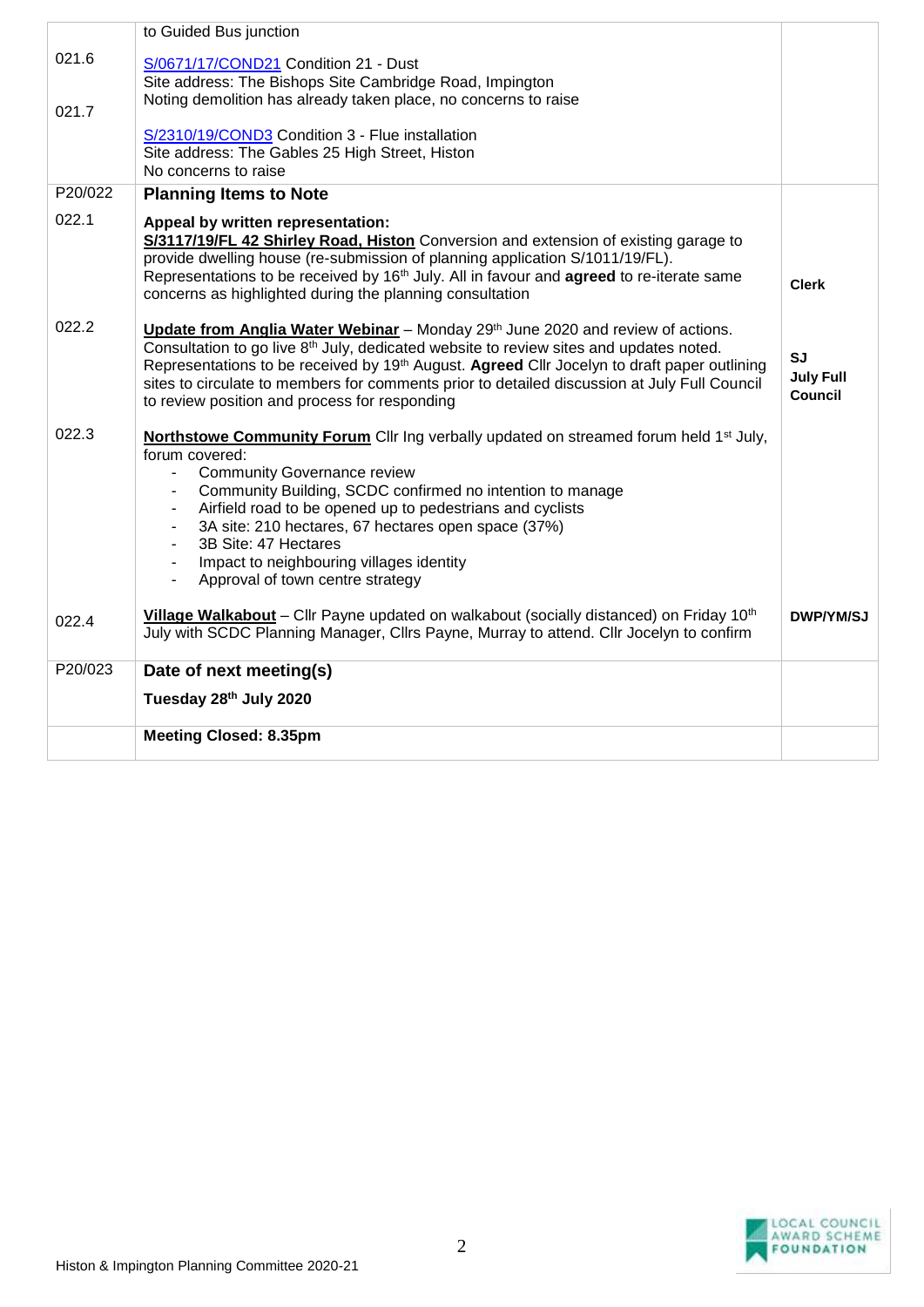| | | |
|---|---|---|
| | to Guided Bus junction | |
| 021.6<br><br>021.7 | S/0671/17/COND21 Condition 21 - Dust<br>Site address: The Bishops Site Cambridge Road, Impington<br>Noting demolition has already taken place, no concerns to raise<br><br>S/2310/19/COND3 Condition 3 - Flue installation<br>Site address: The Gables 25 High Street, Histon<br>No concerns to raise | |
| P20/022 | **Planning Items to Note** | |
| 022.1 | **Appeal by written representation:**<br>**S/3117/19/FL 42 Shirley Road, Histon** Conversion and extension of existing garage to provide dwelling house (re-submission of planning application S/1011/19/FL).<br>Representations to be received by 16th July. All in favour and **agreed** to re-iterate same concerns as highlighted during the planning consultation | **Clerk** |
| 022.2 | **Update from Anglia Water Webinar** – Monday 29th June 2020 and review of actions.<br>Consultation to go live 8th July, dedicated website to review sites and updates noted.<br>Representations to be received by 19th August. **Agreed** Cllr Jocelyn to draft paper outlining sites to circulate to members for comments prior to detailed discussion at July Full Council to review position and process for responding | **SJ**<br>**July Full Council** |
| 022.3 | **Northstowe Community Forum** Cllr Ing verbally updated on streamed forum held 1st July, forum covered:<br>- Community Governance review<br>- Community Building, SCDC confirmed no intention to manage<br>- Airfield road to be opened up to pedestrians and cyclists<br>- 3A site: 210 hectares, 67 hectares open space (37%)<br>- 3B Site: 47 Hectares<br>- Impact to neighbouring villages identity<br>- Approval of town centre strategy | |
| 022.4 | **Village Walkabout** – Cllr Payne updated on walkabout (socially distanced) on Friday 10th July with SCDC Planning Manager, Cllrs Payne, Murray to attend. Cllr Jocelyn to confirm | **DWP/YM/SJ** |
| P20/023 | **Date of next meeting(s)**<br><br>**Tuesday 28th July 2020** | |
| | **Meeting Closed: 8.35pm** | |